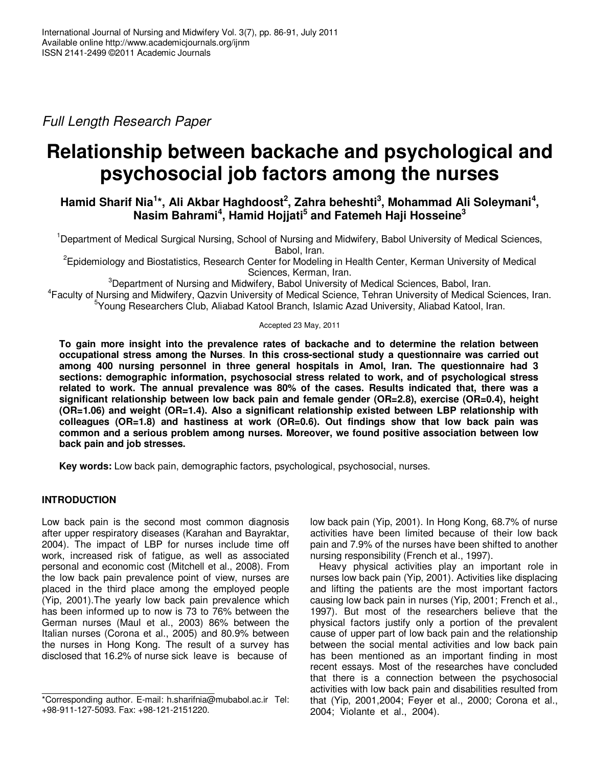*Full Length Research Paper*

# Relationship between backache and psychological and psychosocial job factors among the nurses

**Hamid Sharif Nia[1]\*, Ali Akbar Haghdoost[2], Zahra beheshti[3], Mohammad Ali Soleymani[4], Nasim Bahrami[4], Hamid Hojjati[5] and Fatemeh Haji Hosseine[3]**

[1]Department of Medical Surgical Nursing, School of Nursing and Midwifery, Babol University of Medical Sciences, Babol, Iran.

[2]Epidemiology and Biostatistics, Research Center for Modeling in Health Center, Kerman University of Medical Sciences, Kerman, Iran.

[3]Department of Nursing and Midwifery, Babol University of Medical Sciences, Babol, Iran.

[4]Faculty of Nursing and Midwifery, Qazvin University of Medical Science, Tehran University of Medical Sciences, Iran.

[5]Young Researchers Club, Aliabad Katool Branch, Islamic Azad University, Aliabad Katool, Iran.

Accepted 23 May, 2011

**To gain more insight into the prevalence rates of backache and to determine the relation between occupational stress among the Nurses. In this cross-sectional study a questionnaire was carried out among 400 nursing personnel in three general hospitals in Amol, Iran. The questionnaire had 3 sections: demographic information, psychosocial stress related to work, and of psychological stress related to work. The annual prevalence was 80% of the cases. Results indicated that, there was a significant relationship between low back pain and female gender (OR=2.8), exercise (OR=0.4), height (OR=1.06) and weight (OR=1.4). Also a significant relationship existed between LBP relationship with colleagues (OR=1.8) and hastiness at work (OR=0.6). Out findings show that low back pain was common and a serious problem among nurses. Moreover, we found positive association between low back pain and job stresses.**

**Key words:** Low back pain, demographic factors, psychological, psychosocial, nurses.

## INTRODUCTION

Low back pain is the second most common diagnosis after upper respiratory diseases (Karahan and Bayraktar, 2004). The impact of LBP for nurses include time off work, increased risk of fatigue, as well as associated personal and economic cost (Mitchell et al., 2008). From the low back pain prevalence point of view, nurses are placed in the third place among the employed people (Yip, 2001).The yearly low back pain prevalence which has been informed up to now is 73 to 76% between the German nurses (Maul et al., 2003) 86% between the Italian nurses (Corona et al., 2005) and 80.9% between the nurses in Hong Kong. The result of a survey has disclosed that 16.2% of nurse sick leave is because of low back pain (Yip, 2001). In Hong Kong, 68.7% of nurse activities have been limited because of their low back pain and 7.9% of the nurses have been shifted to another nursing responsibility (French et al., 1997).

Heavy physical activities play an important role in nurses low back pain (Yip, 2001). Activities like displacing and lifting the patients are the most important factors causing low back pain in nurses (Yip, 2001; French et al., 1997). But most of the researchers believe that the physical factors justify only a portion of the prevalent cause of upper part of low back pain and the relationship between the social mental activities and low back pain has been mentioned as an important finding in most recent essays. Most of the researches have concluded that there is a connection between the psychosocial activities with low back pain and disabilities resulted from that (Yip, 2001,2004; Feyer et al., 2000; Corona et al., 2004; Violante et al., 2004).

\*Corresponding author. E-mail: h.sharifnia@mubabol.ac.ir Tel: +98-911-127-5093. Fax: +98-121-2151220.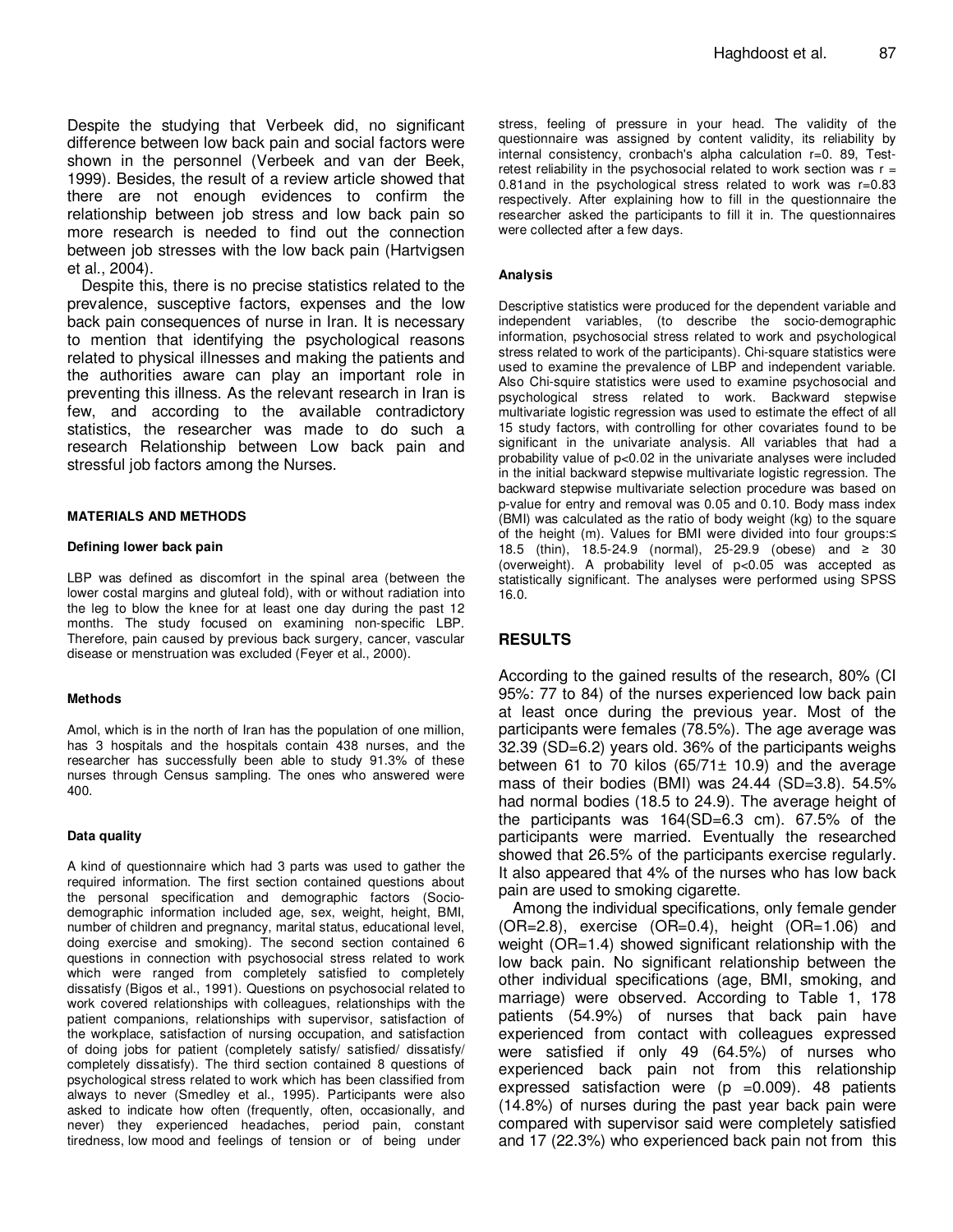Despite the studying that Verbeek did, no significant difference between low back pain and social factors were shown in the personnel (Verbeek and van der Beek, 1999). Besides, the result of a review article showed that there are not enough evidences to confirm the relationship between job stress and low back pain so more research is needed to find out the connection between job stresses with the low back pain (Hartvigsen et al., 2004).

Despite this, there is no precise statistics related to the prevalence, susceptive factors, expenses and the low back pain consequences of nurse in Iran. It is necessary to mention that identifying the psychological reasons related to physical illnesses and making the patients and the authorities aware can play an important role in preventing this illness. As the relevant research in Iran is few, and according to the available contradictory statistics, the researcher was made to do such a research Relationship between Low back pain and stressful job factors among the Nurses.

## MATERIALS AND METHODS

### Defining lower back pain

LBP was defined as discomfort in the spinal area (between the lower costal margins and gluteal fold), with or without radiation into the leg to blow the knee for at least one day during the past 12 months. The study focused on examining non-specific LBP. Therefore, pain caused by previous back surgery, cancer, vascular disease or menstruation was excluded (Feyer et al., 2000).

### Methods

Amol, which is in the north of Iran has the population of one million, has 3 hospitals and the hospitals contain 438 nurses, and the researcher has successfully been able to study 91.3% of these nurses through Census sampling. The ones who answered were 400.

### Data quality

A kind of questionnaire which had 3 parts was used to gather the required information. The first section contained questions about the personal specification and demographic factors (Socio-demographic information included age, sex, weight, height, BMI, number of children and pregnancy, marital status, educational level, doing exercise and smoking). The second section contained 6 questions in connection with psychosocial stress related to work which were ranged from completely satisfied to completely dissatisfy (Bigos et al., 1991). Questions on psychosocial related to work covered relationships with colleagues, relationships with the patient companions, relationships with supervisor, satisfaction of the workplace, satisfaction of nursing occupation, and satisfaction of doing jobs for patient (completely satisfy/ satisfied/ dissatisfy/ completely dissatisfy). The third section contained 8 questions of psychological stress related to work which has been classified from always to never (Smedley et al., 1995). Participants were also asked to indicate how often (frequently, often, occasionally, and never) they experienced headaches, period pain, constant tiredness, low mood and feelings of tension or of being under stress, feeling of pressure in your head. The validity of the questionnaire was assigned by content validity, its reliability by internal consistency, cronbach's alpha calculation r=0. 89, Test-retest reliability in the psychosocial related to work section was r = 0.81and in the psychological stress related to work was r=0.83 respectively. After explaining how to fill in the questionnaire the researcher asked the participants to fill it in. The questionnaires were collected after a few days.

### Analysis

Descriptive statistics were produced for the dependent variable and independent variables, (to describe the socio-demographic information, psychosocial stress related to work and psychological stress related to work of the participants). Chi-square statistics were used to examine the prevalence of LBP and independent variable. Also Chi-squire statistics were used to examine psychosocial and psychological stress related to work. Backward stepwise multivariate logistic regression was used to estimate the effect of all 15 study factors, with controlling for other covariates found to be significant in the univariate analysis. All variables that had a probability value of p<0.02 in the univariate analyses were included in the initial backward stepwise multivariate logistic regression. The backward stepwise multivariate selection procedure was based on p-value for entry and removal was 0.05 and 0.10. Body mass index (BMI) was calculated as the ratio of body weight (kg) to the square of the height (m). Values for BMI were divided into four groups:≤ 18.5 (thin), 18.5-24.9 (normal), 25-29.9 (obese) and ≥ 30 (overweight). A probability level of p<0.05 was accepted as statistically significant. The analyses were performed using SPSS 16.0.

## RESULTS

According to the gained results of the research, 80% (CI 95%: 77 to 84) of the nurses experienced low back pain at least once during the previous year. Most of the participants were females (78.5%). The age average was 32.39 (SD=6.2) years old. 36% of the participants weighs between 61 to 70 kilos (65/71± 10.9) and the average mass of their bodies (BMI) was 24.44 (SD=3.8). 54.5% had normal bodies (18.5 to 24.9). The average height of the participants was 164(SD=6.3 cm). 67.5% of the participants were married. Eventually the researched showed that 26.5% of the participants exercise regularly. It also appeared that 4% of the nurses who has low back pain are used to smoking cigarette.

Among the individual specifications, only female gender (OR=2.8), exercise (OR=0.4), height (OR=1.06) and weight (OR=1.4) showed significant relationship with the low back pain. No significant relationship between the other individual specifications (age, BMI, smoking, and marriage) were observed. According to Table 1, 178 patients (54.9%) of nurses that back pain have experienced from contact with colleagues expressed were satisfied if only 49 (64.5%) of nurses who experienced back pain not from this relationship expressed satisfaction were (p =0.009). 48 patients (14.8%) of nurses during the past year back pain were compared with supervisor said were completely satisfied and 17 (22.3%) who experienced back pain not from this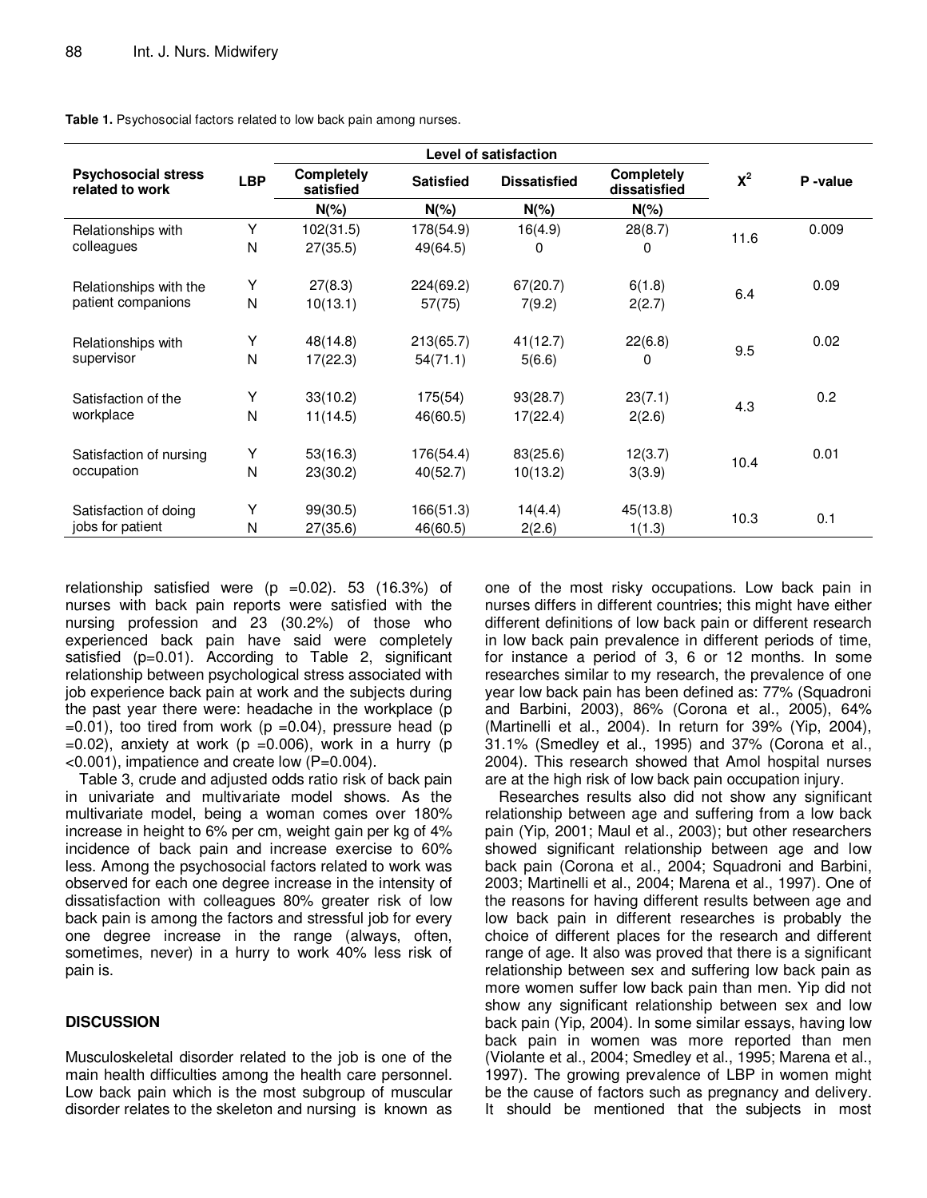**Table 1.** Psychosocial factors related to low back pain among nurses.

| Psychosocial stress related to work | LBP | Level of satisfaction | | | | $X^2$ | P -value |
|---|---|---|---|---|---|---|---|
| | | Completely satisfied | Satisfied | Dissatisfied | Completely dissatisfied | | |
| | | N(%) | N(%) | N(%) | N(%) | | |
| Relationships with colleagues | Y | 102(31.5) | 178(54.9) | 16(4.9) | 28(8.7) | 11.6 | 0.009 |
| | N | 27(35.5) | 49(64.5) | 0 | 0 | | |
| Relationships with the patient companions | Y | 27(8.3) | 224(69.2) | 67(20.7) | 6(1.8) | 6.4 | 0.09 |
| | N | 10(13.1) | 57(75) | 7(9.2) | 2(2.7) | | |
| Relationships with supervisor | Y | 48(14.8) | 213(65.7) | 41(12.7) | 22(6.8) | 9.5 | 0.02 |
| | N | 17(22.3) | 54(71.1) | 5(6.6) | 0 | | |
| Satisfaction of the workplace | Y | 33(10.2) | 175(54) | 93(28.7) | 23(7.1) | 4.3 | 0.2 |
| | N | 11(14.5) | 46(60.5) | 17(22.4) | 2(2.6) | | |
| Satisfaction of nursing occupation | Y | 53(16.3) | 176(54.4) | 83(25.6) | 12(3.7) | 10.4 | 0.01 |
| | N | 23(30.2) | 40(52.7) | 10(13.2) | 3(3.9) | | |
| Satisfaction of doing jobs for patient | Y | 99(30.5) | 166(51.3) | 14(4.4) | 45(13.8) | 10.3 | 0.1 |
| | N | 27(35.6) | 46(60.5) | 2(2.6) | 1(1.3) | | |

relationship satisfied were (p =0.02). 53 (16.3%) of nurses with back pain reports were satisfied with the nursing profession and 23 (30.2%) of those who experienced back pain have said were completely satisfied (p=0.01). According to Table 2, significant relationship between psychological stress associated with job experience back pain at work and the subjects during the past year there were: headache in the workplace (p =0.01), too tired from work (p =0.04), pressure head (p =0.02), anxiety at work (p =0.006), work in a hurry (p <0.001), impatience and create low (P=0.004).

Table 3, crude and adjusted odds ratio risk of back pain in univariate and multivariate model shows. As the multivariate model, being a woman comes over 180% increase in height to 6% per cm, weight gain per kg of 4% incidence of back pain and increase exercise to 60% less. Among the psychosocial factors related to work was observed for each one degree increase in the intensity of dissatisfaction with colleagues 80% greater risk of low back pain is among the factors and stressful job for every one degree increase in the range (always, often, sometimes, never) in a hurry to work 40% less risk of pain is.

## DISCUSSION

Musculoskeletal disorder related to the job is one of the main health difficulties among the health care personnel. Low back pain which is the most subgroup of muscular disorder relates to the skeleton and nursing is known as one of the most risky occupations. Low back pain in nurses differs in different countries; this might have either different definitions of low back pain or different research in low back pain prevalence in different periods of time, for instance a period of 3, 6 or 12 months. In some researches similar to my research, the prevalence of one year low back pain has been defined as: 77% (Squadroni and Barbini, 2003), 86% (Corona et al., 2005), 64% (Martinelli et al., 2004). In return for 39% (Yip, 2004), 31.1% (Smedley et al., 1995) and 37% (Corona et al., 2004). This research showed that Amol hospital nurses are at the high risk of low back pain occupation injury.

Researches results also did not show any significant relationship between age and suffering from a low back pain (Yip, 2001; Maul et al., 2003); but other researchers showed significant relationship between age and low back pain (Corona et al., 2004; Squadroni and Barbini, 2003; Martinelli et al., 2004; Marena et al., 1997). One of the reasons for having different results between age and low back pain in different researches is probably the choice of different places for the research and different range of age. It also was proved that there is a significant relationship between sex and suffering low back pain as more women suffer low back pain than men. Yip did not show any significant relationship between sex and low back pain (Yip, 2004). In some similar essays, having low back pain in women was more reported than men (Violante et al., 2004; Smedley et al., 1995; Marena et al., 1997). The growing prevalence of LBP in women might be the cause of factors such as pregnancy and delivery. It should be mentioned that the subjects in most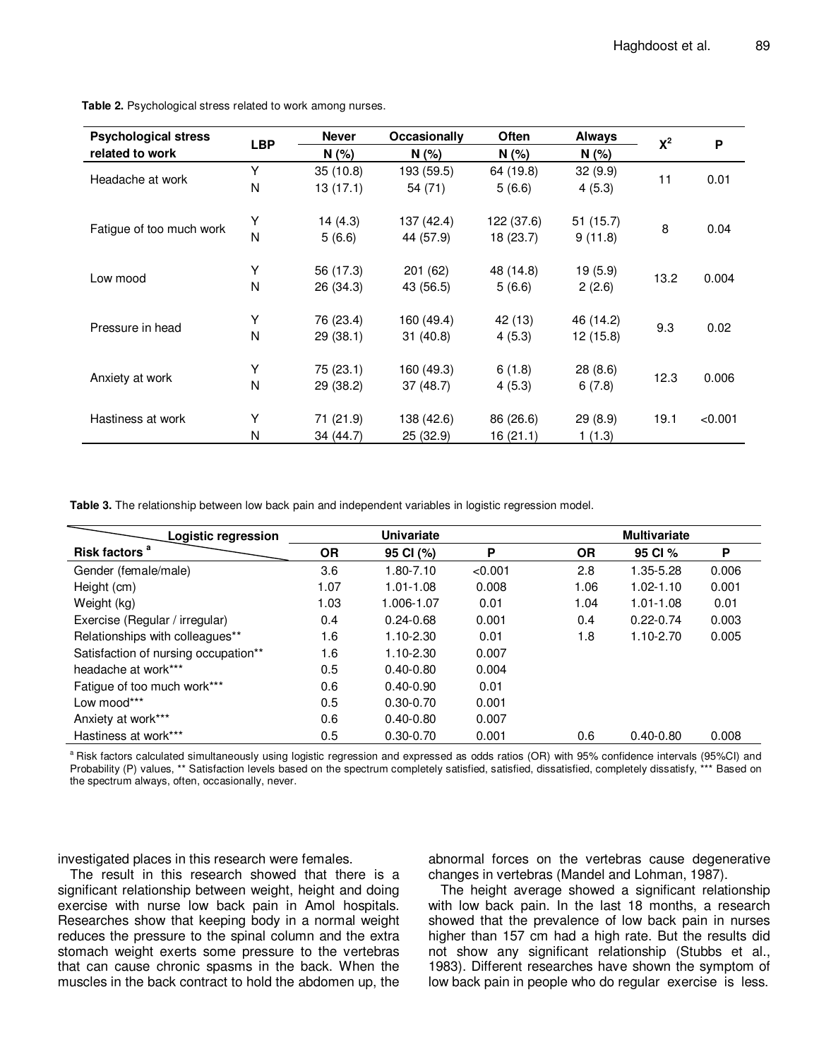**Table 2.** Psychological stress related to work among nurses.

| Psychological stress related to work | LBP | Never N (%) | Occasionally N (%) | Often N (%) | Always N (%) | $X^2$ | P |
|---|---|---|---|---|---|---|---|
| Headache at work | Y | 35 (10.8) | 193 (59.5) | 64 (19.8) | 32 (9.9) | 11 | 0.01 |
| | N | 13 (17.1) | 54 (71) | 5 (6.6) | 4 (5.3) | | |
| Fatigue of too much work | Y | 14 (4.3) | 137 (42.4) | 122 (37.6) | 51 (15.7) | 8 | 0.04 |
| | N | 5 (6.6) | 44 (57.9) | 18 (23.7) | 9 (11.8) | | |
| Low mood | Y | 56 (17.3) | 201 (62) | 48 (14.8) | 19 (5.9) | 13.2 | 0.004 |
| | N | 26 (34.3) | 43 (56.5) | 5 (6.6) | 2 (2.6) | | |
| Pressure in head | Y | 76 (23.4) | 160 (49.4) | 42 (13) | 46 (14.2) | 9.3 | 0.02 |
| | N | 29 (38.1) | 31 (40.8) | 4 (5.3) | 12 (15.8) | | |
| Anxiety at work | Y | 75 (23.1) | 160 (49.3) | 6 (1.8) | 28 (8.6) | 12.3 | 0.006 |
| | N | 29 (38.2) | 37 (48.7) | 4 (5.3) | 6 (7.8) | | |
| Hastiness at work | Y | 71 (21.9) | 138 (42.6) | 86 (26.6) | 29 (8.9) | 19.1 | <0.001 |
| | N | 34 (44.7) | 25 (32.9) | 16 (21.1) | 1 (1.3) | | |

**Table 3.** The relationship between low back pain and independent variables in logistic regression model.

| Logistic regression / Risk factors [a] | Univariate | | | Multivariate | | |
|---|---|---|---|---|---|---|
| | OR | 95 CI (%) | P | OR | 95 CI % | P |
| Gender (female/male) | 3.6 | 1.80-7.10 | <0.001 | 2.8 | 1.35-5.28 | 0.006 |
| Height (cm) | 1.07 | 1.01-1.08 | 0.008 | 1.06 | 1.02-1.10 | 0.001 |
| Weight (kg) | 1.03 | 1.006-1.07 | 0.01 | 1.04 | 1.01-1.08 | 0.01 |
| Exercise (Regular / irregular) | 0.4 | 0.24-0.68 | 0.001 | 0.4 | 0.22-0.74 | 0.003 |
| Relationships with colleagues** | 1.6 | 1.10-2.30 | 0.01 | 1.8 | 1.10-2.70 | 0.005 |
| Satisfaction of nursing occupation** | 1.6 | 1.10-2.30 | 0.007 | | | |
| headache at work*** | 0.5 | 0.40-0.80 | 0.004 | | | |
| Fatigue of too much work*** | 0.6 | 0.40-0.90 | 0.01 | | | |
| Low mood*** | 0.5 | 0.30-0.70 | 0.001 | | | |
| Anxiety at work*** | 0.6 | 0.40-0.80 | 0.007 | | | |
| Hastiness at work*** | 0.5 | 0.30-0.70 | 0.001 | 0.6 | 0.40-0.80 | 0.008 |

[a] Risk factors calculated simultaneously using logistic regression and expressed as odds ratios (OR) with 95% confidence intervals (95%CI) and Probability (P) values, ** Satisfaction levels based on the spectrum completely satisfied, satisfied, dissatisfied, completely dissatisfy, *** Based on the spectrum always, often, occasionally, never.

investigated places in this research were females.

The result in this research showed that there is a significant relationship between weight, height and doing exercise with nurse low back pain in Amol hospitals. Researches show that keeping body in a normal weight reduces the pressure to the spinal column and the extra stomach weight exerts some pressure to the vertebras that can cause chronic spasms in the back. When the muscles in the back contract to hold the abdomen up, the abnormal forces on the vertebras cause degenerative changes in vertebras (Mandel and Lohman, 1987).

The height average showed a significant relationship with low back pain. In the last 18 months, a research showed that the prevalence of low back pain in nurses higher than 157 cm had a high rate. But the results did not show any significant relationship (Stubbs et al., 1983). Different researches have shown the symptom of low back pain in people who do regular exercise is less.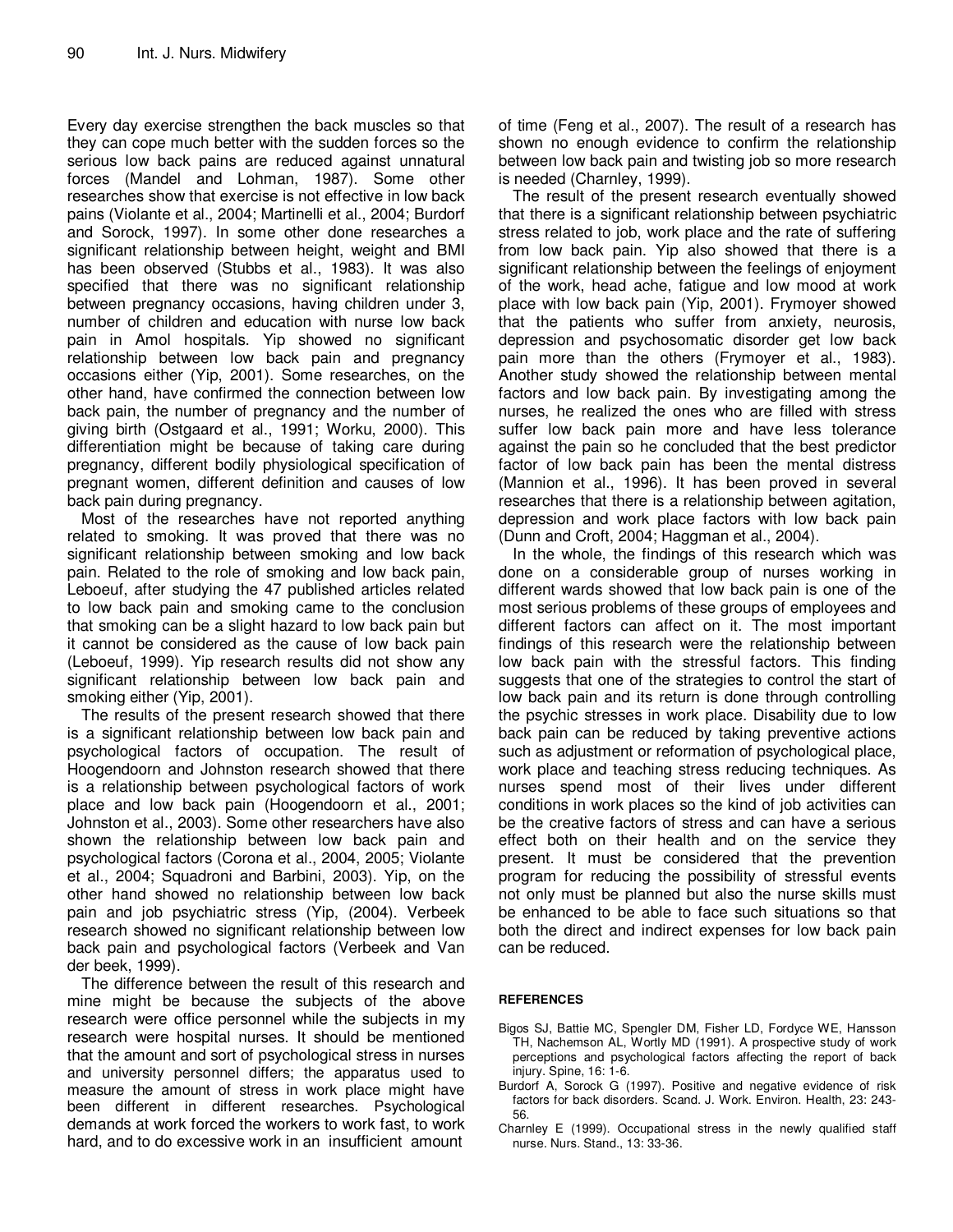Every day exercise strengthen the back muscles so that they can cope much better with the sudden forces so the serious low back pains are reduced against unnatural forces (Mandel and Lohman, 1987). Some other researches show that exercise is not effective in low back pains (Violante et al., 2004; Martinelli et al., 2004; Burdorf and Sorock, 1997). In some other done researches a significant relationship between height, weight and BMI has been observed (Stubbs et al., 1983). It was also specified that there was no significant relationship between pregnancy occasions, having children under 3, number of children and education with nurse low back pain in Amol hospitals. Yip showed no significant relationship between low back pain and pregnancy occasions either (Yip, 2001). Some researches, on the other hand, have confirmed the connection between low back pain, the number of pregnancy and the number of giving birth (Ostgaard et al., 1991; Worku, 2000). This differentiation might be because of taking care during pregnancy, different bodily physiological specification of pregnant women, different definition and causes of low back pain during pregnancy.

Most of the researches have not reported anything related to smoking. It was proved that there was no significant relationship between smoking and low back pain. Related to the role of smoking and low back pain, Leboeuf, after studying the 47 published articles related to low back pain and smoking came to the conclusion that smoking can be a slight hazard to low back pain but it cannot be considered as the cause of low back pain (Leboeuf, 1999). Yip research results did not show any significant relationship between low back pain and smoking either (Yip, 2001).

The results of the present research showed that there is a significant relationship between low back pain and psychological factors of occupation. The result of Hoogendoorn and Johnston research showed that there is a relationship between psychological factors of work place and low back pain (Hoogendoorn et al., 2001; Johnston et al., 2003). Some other researchers have also shown the relationship between low back pain and psychological factors (Corona et al., 2004, 2005; Violante et al., 2004; Squadroni and Barbini, 2003). Yip, on the other hand showed no relationship between low back pain and job psychiatric stress (Yip, (2004). Verbeek research showed no significant relationship between low back pain and psychological factors (Verbeek and Van der beek, 1999).

The difference between the result of this research and mine might be because the subjects of the above research were office personnel while the subjects in my research were hospital nurses. It should be mentioned that the amount and sort of psychological stress in nurses and university personnel differs; the apparatus used to measure the amount of stress in work place might have been different in different researches. Psychological demands at work forced the workers to work fast, to work hard, and to do excessive work in an insufficient amount of time (Feng et al., 2007). The result of a research has shown no enough evidence to confirm the relationship between low back pain and twisting job so more research is needed (Charnley, 1999).

The result of the present research eventually showed that there is a significant relationship between psychiatric stress related to job, work place and the rate of suffering from low back pain. Yip also showed that there is a significant relationship between the feelings of enjoyment of the work, head ache, fatigue and low mood at work place with low back pain (Yip, 2001). Frymoyer showed that the patients who suffer from anxiety, neurosis, depression and psychosomatic disorder get low back pain more than the others (Frymoyer et al., 1983). Another study showed the relationship between mental factors and low back pain. By investigating among the nurses, he realized the ones who are filled with stress suffer low back pain more and have less tolerance against the pain so he concluded that the best predictor factor of low back pain has been the mental distress (Mannion et al., 1996). It has been proved in several researches that there is a relationship between agitation, depression and work place factors with low back pain (Dunn and Croft, 2004; Haggman et al., 2004).

In the whole, the findings of this research which was done on a considerable group of nurses working in different wards showed that low back pain is one of the most serious problems of these groups of employees and different factors can affect on it. The most important findings of this research were the relationship between low back pain with the stressful factors. This finding suggests that one of the strategies to control the start of low back pain and its return is done through controlling the psychic stresses in work place. Disability due to low back pain can be reduced by taking preventive actions such as adjustment or reformation of psychological place, work place and teaching stress reducing techniques. As nurses spend most of their lives under different conditions in work places so the kind of job activities can be the creative factors of stress and can have a serious effect both on their health and on the service they present. It must be considered that the prevention program for reducing the possibility of stressful events not only must be planned but also the nurse skills must be enhanced to be able to face such situations so that both the direct and indirect expenses for low back pain can be reduced.

## REFERENCES

Bigos SJ, Battie MC, Spengler DM, Fisher LD, Fordyce WE, Hansson TH, Nachemson AL, Wortly MD (1991). A prospective study of work perceptions and psychological factors affecting the report of back injury. Spine, 16: 1-6.

Burdorf A, Sorock G (1997). Positive and negative evidence of risk factors for back disorders. Scand. J. Work. Environ. Health, 23: 243-56.

Charnley E (1999). Occupational stress in the newly qualified staff nurse. Nurs. Stand., 13: 33-36.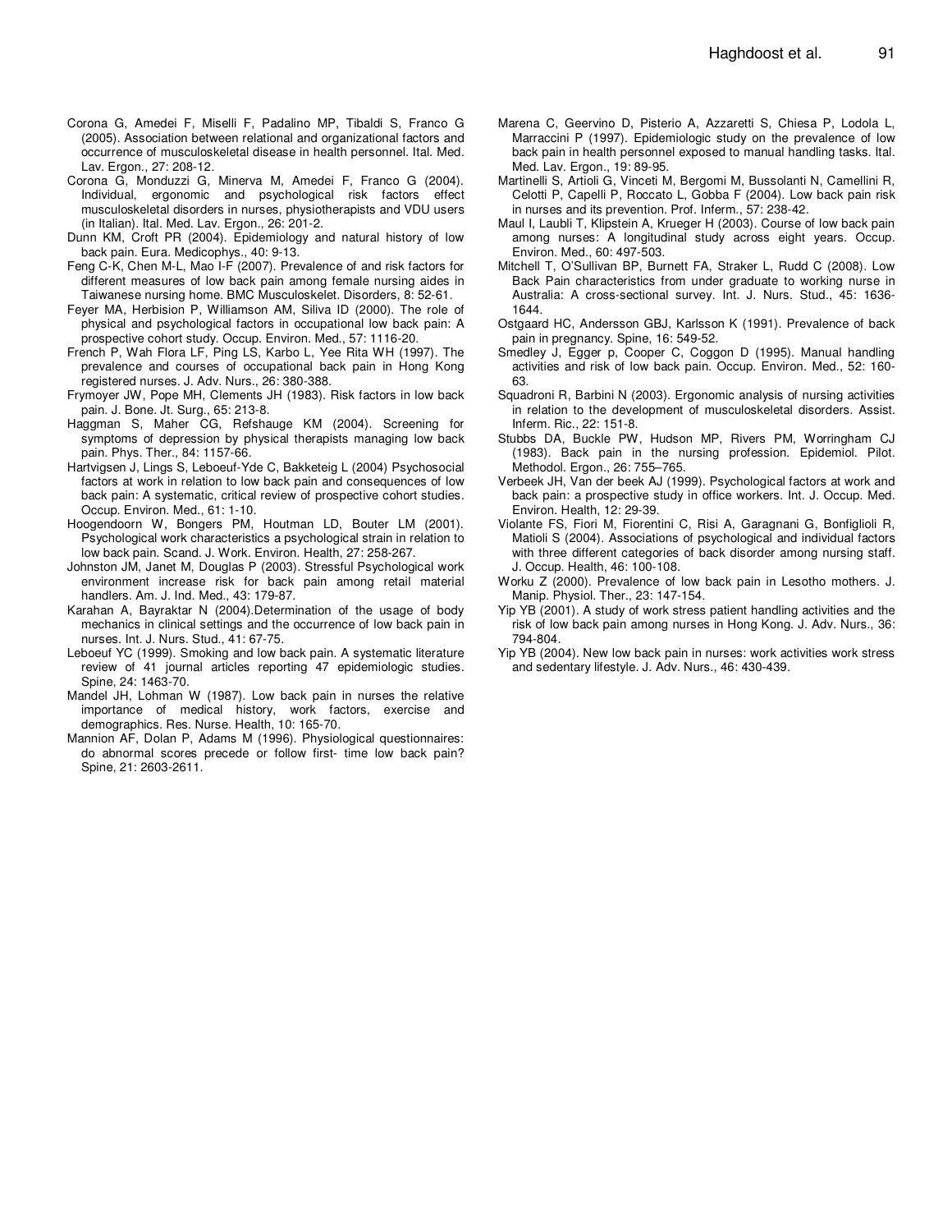Corona G, Amedei F, Miselli F, Padalino MP, Tibaldi S, Franco G (2005). Association between relational and organizational factors and occurrence of musculoskeletal disease in health personnel. Ital. Med. Lav. Ergon., 27: 208-12.

Corona G, Monduzzi G, Minerva M, Amedei F, Franco G (2004). Individual, ergonomic and psychological risk factors effect musculoskeletal disorders in nurses, physiotherapists and VDU users (in Italian). Ital. Med. Lav. Ergon., 26: 201-2.

Dunn KM, Croft PR (2004). Epidemiology and natural history of low back pain. Eura. Medicophys., 40: 9-13.

Feng C-K, Chen M-L, Mao I-F (2007). Prevalence of and risk factors for different measures of low back pain among female nursing aides in Taiwanese nursing home. BMC Musculoskelet. Disorders, 8: 52-61.

Feyer MA, Herbision P, Williamson AM, Siliva ID (2000). The role of physical and psychological factors in occupational low back pain: A prospective cohort study. Occup. Environ. Med., 57: 1116-20.

French P, Wah Flora LF, Ping LS, Karbo L, Yee Rita WH (1997). The prevalence and courses of occupational back pain in Hong Kong registered nurses. J. Adv. Nurs., 26: 380-388.

Frymoyer JW, Pope MH, Clements JH (1983). Risk factors in low back pain. J. Bone. Jt. Surg., 65: 213-8.

Haggman S, Maher CG, Refshauge KM (2004). Screening for symptoms of depression by physical therapists managing low back pain. Phys. Ther., 84: 1157-66.

Hartvigsen J, Lings S, Leboeuf-Yde C, Bakketeig L (2004) Psychosocial factors at work in relation to low back pain and consequences of low back pain: A systematic, critical review of prospective cohort studies. Occup. Environ. Med., 61: 1-10.

Hoogendoorn W, Bongers PM, Houtman LD, Bouter LM (2001). Psychological work characteristics a psychological strain in relation to low back pain. Scand. J. Work. Environ. Health, 27: 258-267.

Johnston JM, Janet M, Douglas P (2003). Stressful Psychological work environment increase risk for back pain among retail material handlers. Am. J. Ind. Med., 43: 179-87.

Karahan A, Bayraktar N (2004).Determination of the usage of body mechanics in clinical settings and the occurrence of low back pain in nurses. Int. J. Nurs. Stud., 41: 67-75.

Leboeuf YC (1999). Smoking and low back pain. A systematic literature review of 41 journal articles reporting 47 epidemiologic studies. Spine, 24: 1463-70.

Mandel JH, Lohman W (1987). Low back pain in nurses the relative importance of medical history, work factors, exercise and demographics. Res. Nurse. Health, 10: 165-70.

Mannion AF, Dolan P, Adams M (1996). Physiological questionnaires: do abnormal scores precede or follow first- time low back pain? Spine, 21: 2603-2611.

Marena C, Geervino D, Pisterio A, Azzaretti S, Chiesa P, Lodola L, Marraccini P (1997). Epidemiologic study on the prevalence of low back pain in health personnel exposed to manual handling tasks. Ital. Med. Lav. Ergon., 19: 89-95.

Martinelli S, Artioli G, Vinceti M, Bergomi M, Bussolanti N, Camellini R, Celotti P, Capelli P, Roccato L, Gobba F (2004). Low back pain risk in nurses and its prevention. Prof. Inferm., 57: 238-42.

Maul I, Laubli T, Klipstein A, Krueger H (2003). Course of low back pain among nurses: A longitudinal study across eight years. Occup. Environ. Med., 60: 497-503.

Mitchell T, O'Sullivan BP, Burnett FA, Straker L, Rudd C (2008). Low Back Pain characteristics from under graduate to working nurse in Australia: A cross-sectional survey. Int. J. Nurs. Stud., 45: 1636-1644.

Ostgaard HC, Andersson GBJ, Karlsson K (1991). Prevalence of back pain in pregnancy. Spine, 16: 549-52.

Smedley J, Egger p, Cooper C, Coggon D (1995). Manual handling activities and risk of low back pain. Occup. Environ. Med., 52: 160-63.

Squadroni R, Barbini N (2003). Ergonomic analysis of nursing activities in relation to the development of musculoskeletal disorders. Assist. Inferm. Ric., 22: 151-8.

Stubbs DA, Buckle PW, Hudson MP, Rivers PM, Worringham CJ (1983). Back pain in the nursing profession. Epidemiol. Pilot. Methodol. Ergon., 26: 755–765.

Verbeek JH, Van der beek AJ (1999). Psychological factors at work and back pain: a prospective study in office workers. Int. J. Occup. Med. Environ. Health, 12: 29-39.

Violante FS, Fiori M, Fiorentini C, Risi A, Garagnani G, Bonfiglioli R, Matioli S (2004). Associations of psychological and individual factors with three different categories of back disorder among nursing staff. J. Occup. Health, 46: 100-108.

Worku Z (2000). Prevalence of low back pain in Lesotho mothers. J. Manip. Physiol. Ther., 23: 147-154.

Yip YB (2001). A study of work stress patient handling activities and the risk of low back pain among nurses in Hong Kong. J. Adv. Nurs., 36: 794-804.

Yip YB (2004). New low back pain in nurses: work activities work stress and sedentary lifestyle. J. Adv. Nurs., 46: 430-439.